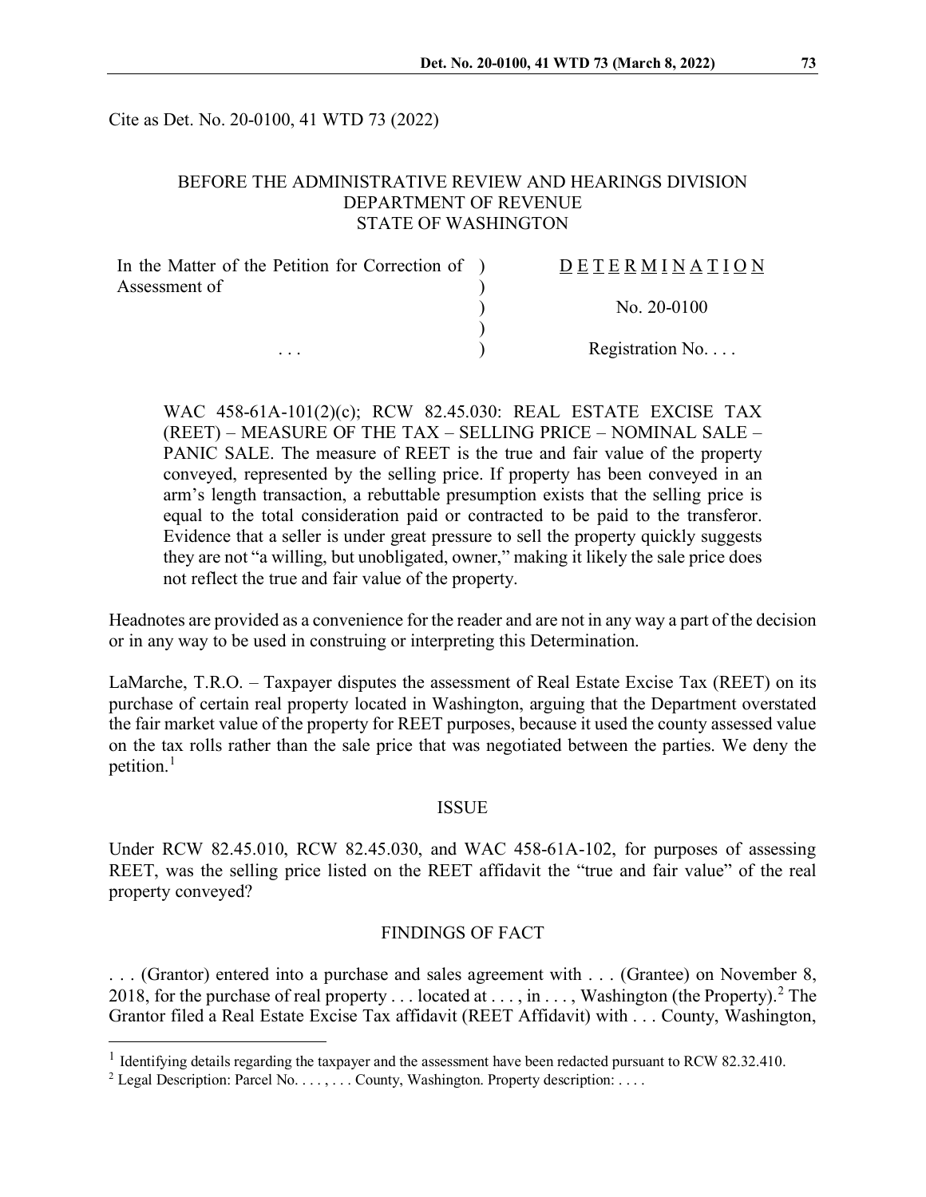Cite as Det. No. 20-0100, 41 WTD 73 (2022)

BEFORE THE ADMINISTRATIVE REVIEW AND HEARINGS DIVISION
DEPARTMENT OF REVENUE
STATE OF WASHINGTON

| | | |
|---|---|---|
| In the Matter of the Petition for Correction of Assessment of | ) | D E T E R M I N A T I O N |
| | ) | No. 20-0100 |
| . . . | ) | Registration No. . . . |

WAC 458-61A-101(2)(c); RCW 82.45.030: REAL ESTATE EXCISE TAX (REET) – MEASURE OF THE TAX – SELLING PRICE – NOMINAL SALE – PANIC SALE. The measure of REET is the true and fair value of the property conveyed, represented by the selling price. If property has been conveyed in an arm's length transaction, a rebuttable presumption exists that the selling price is equal to the total consideration paid or contracted to be paid to the transferor. Evidence that a seller is under great pressure to sell the property quickly suggests they are not "a willing, but unobligated, owner," making it likely the sale price does not reflect the true and fair value of the property.

Headnotes are provided as a convenience for the reader and are not in any way a part of the decision or in any way to be used in construing or interpreting this Determination.

LaMarche, T.R.O. – Taxpayer disputes the assessment of Real Estate Excise Tax (REET) on its purchase of certain real property located in Washington, arguing that the Department overstated the fair market value of the property for REET purposes, because it used the county assessed value on the tax rolls rather than the sale price that was negotiated between the parties. We deny the petition.[1]

## ISSUE

Under RCW 82.45.010, RCW 82.45.030, and WAC 458-61A-102, for purposes of assessing REET, was the selling price listed on the REET affidavit the "true and fair value" of the real property conveyed?

## FINDINGS OF FACT

. . . (Grantor) entered into a purchase and sales agreement with . . . (Grantee) on November 8, 2018, for the purchase of real property . . . located at . . . , in . . . , Washington (the Property).[2] The Grantor filed a Real Estate Excise Tax affidavit (REET Affidavit) with . . . County, Washington,

---

[1] Identifying details regarding the taxpayer and the assessment have been redacted pursuant to RCW 82.32.410.

[2] Legal Description: Parcel No. . . . , . . . County, Washington. Property description: . . . .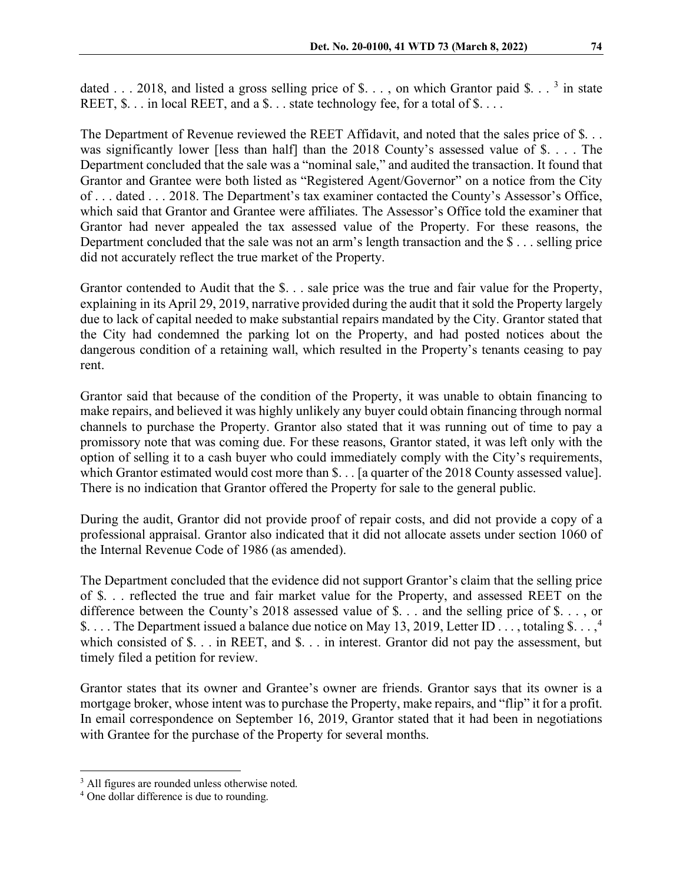dated . . . 2018, and listed a gross selling price of $. . . , on which Grantor paid $. . . [3] in state REET, $. . . in local REET, and a $. . . state technology fee, for a total of $. . . .

The Department of Revenue reviewed the REET Affidavit, and noted that the sales price of $. . . was significantly lower [less than half] than the 2018 County's assessed value of $. . . . The Department concluded that the sale was a "nominal sale," and audited the transaction. It found that Grantor and Grantee were both listed as "Registered Agent/Governor" on a notice from the City of . . . dated . . . 2018. The Department's tax examiner contacted the County's Assessor's Office, which said that Grantor and Grantee were affiliates. The Assessor's Office told the examiner that Grantor had never appealed the tax assessed value of the Property. For these reasons, the Department concluded that the sale was not an arm's length transaction and the $ . . . selling price did not accurately reflect the true market of the Property.

Grantor contended to Audit that the $. . . sale price was the true and fair value for the Property, explaining in its April 29, 2019, narrative provided during the audit that it sold the Property largely due to lack of capital needed to make substantial repairs mandated by the City. Grantor stated that the City had condemned the parking lot on the Property, and had posted notices about the dangerous condition of a retaining wall, which resulted in the Property's tenants ceasing to pay rent.

Grantor said that because of the condition of the Property, it was unable to obtain financing to make repairs, and believed it was highly unlikely any buyer could obtain financing through normal channels to purchase the Property. Grantor also stated that it was running out of time to pay a promissory note that was coming due. For these reasons, Grantor stated, it was left only with the option of selling it to a cash buyer who could immediately comply with the City's requirements, which Grantor estimated would cost more than $. . . [a quarter of the 2018 County assessed value]. There is no indication that Grantor offered the Property for sale to the general public.

During the audit, Grantor did not provide proof of repair costs, and did not provide a copy of a professional appraisal. Grantor also indicated that it did not allocate assets under section 1060 of the Internal Revenue Code of 1986 (as amended).

The Department concluded that the evidence did not support Grantor's claim that the selling price of $. . . reflected the true and fair market value for the Property, and assessed REET on the difference between the County's 2018 assessed value of $. . . and the selling price of $. . . , or $. . . . The Department issued a balance due notice on May 13, 2019, Letter ID . . . , totaling $. . . ,[4] which consisted of $. . . in REET, and $. . . in interest. Grantor did not pay the assessment, but timely filed a petition for review.

Grantor states that its owner and Grantee's owner are friends. Grantor says that its owner is a mortgage broker, whose intent was to purchase the Property, make repairs, and "flip" it for a profit. In email correspondence on September 16, 2019, Grantor stated that it had been in negotiations with Grantee for the purchase of the Property for several months.

---

[3] All figures are rounded unless otherwise noted.

[4] One dollar difference is due to rounding.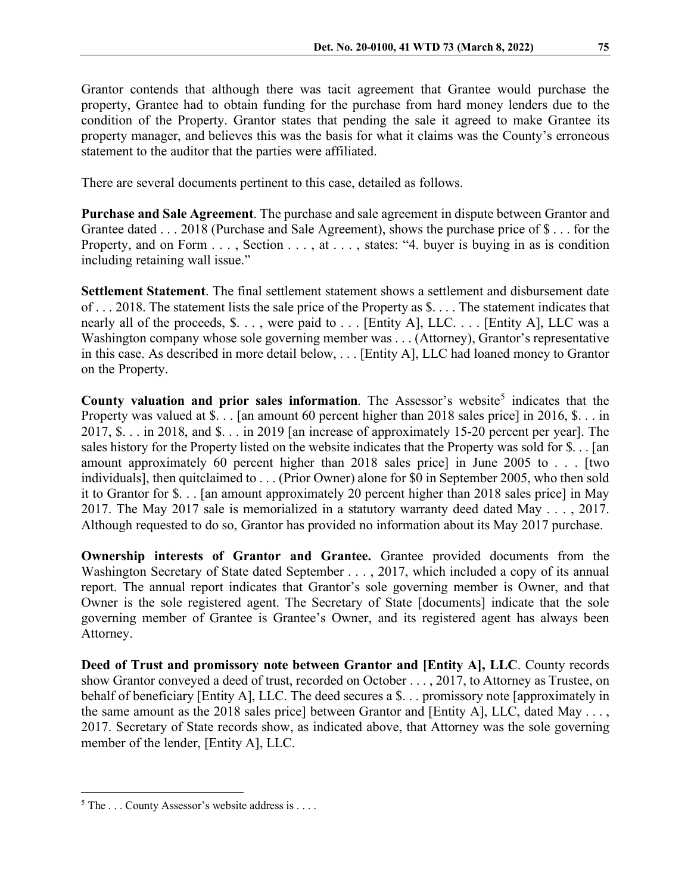Grantor contends that although there was tacit agreement that Grantee would purchase the property, Grantee had to obtain funding for the purchase from hard money lenders due to the condition of the Property. Grantor states that pending the sale it agreed to make Grantee its property manager, and believes this was the basis for what it claims was the County's erroneous statement to the auditor that the parties were affiliated.

There are several documents pertinent to this case, detailed as follows.

**Purchase and Sale Agreement**. The purchase and sale agreement in dispute between Grantor and Grantee dated . . . 2018 (Purchase and Sale Agreement), shows the purchase price of $ . . . for the Property, and on Form . . . , Section . . . , at . . . , states: "4. buyer is buying in as is condition including retaining wall issue."

**Settlement Statement**. The final settlement statement shows a settlement and disbursement date of . . . 2018. The statement lists the sale price of the Property as $. . . . The statement indicates that nearly all of the proceeds, $. . . , were paid to . . . [Entity A], LLC. . . . [Entity A], LLC was a Washington company whose sole governing member was . . . (Attorney), Grantor's representative in this case. As described in more detail below, . . . [Entity A], LLC had loaned money to Grantor on the Property.

**County valuation and prior sales information**. The Assessor's website[5] indicates that the Property was valued at $. . . [an amount 60 percent higher than 2018 sales price] in 2016, $. . . in 2017, $. . . in 2018, and $. . . in 2019 [an increase of approximately 15-20 percent per year]. The sales history for the Property listed on the website indicates that the Property was sold for $. . . [an amount approximately 60 percent higher than 2018 sales price] in June 2005 to . . . [two individuals], then quitclaimed to . . . (Prior Owner) alone for $0 in September 2005, who then sold it to Grantor for $. . . [an amount approximately 20 percent higher than 2018 sales price] in May 2017. The May 2017 sale is memorialized in a statutory warranty deed dated May . . . , 2017. Although requested to do so, Grantor has provided no information about its May 2017 purchase.

**Ownership interests of Grantor and Grantee.** Grantee provided documents from the Washington Secretary of State dated September . . . , 2017, which included a copy of its annual report. The annual report indicates that Grantor's sole governing member is Owner, and that Owner is the sole registered agent. The Secretary of State [documents] indicate that the sole governing member of Grantee is Grantee's Owner, and its registered agent has always been Attorney.

**Deed of Trust and promissory note between Grantor and [Entity A], LLC**. County records show Grantor conveyed a deed of trust, recorded on October . . . , 2017, to Attorney as Trustee, on behalf of beneficiary [Entity A], LLC. The deed secures a $. . . promissory note [approximately in the same amount as the 2018 sales price] between Grantor and [Entity A], LLC, dated May . . . , 2017. Secretary of State records show, as indicated above, that Attorney was the sole governing member of the lender, [Entity A], LLC.

---

[5] The . . . County Assessor's website address is . . . .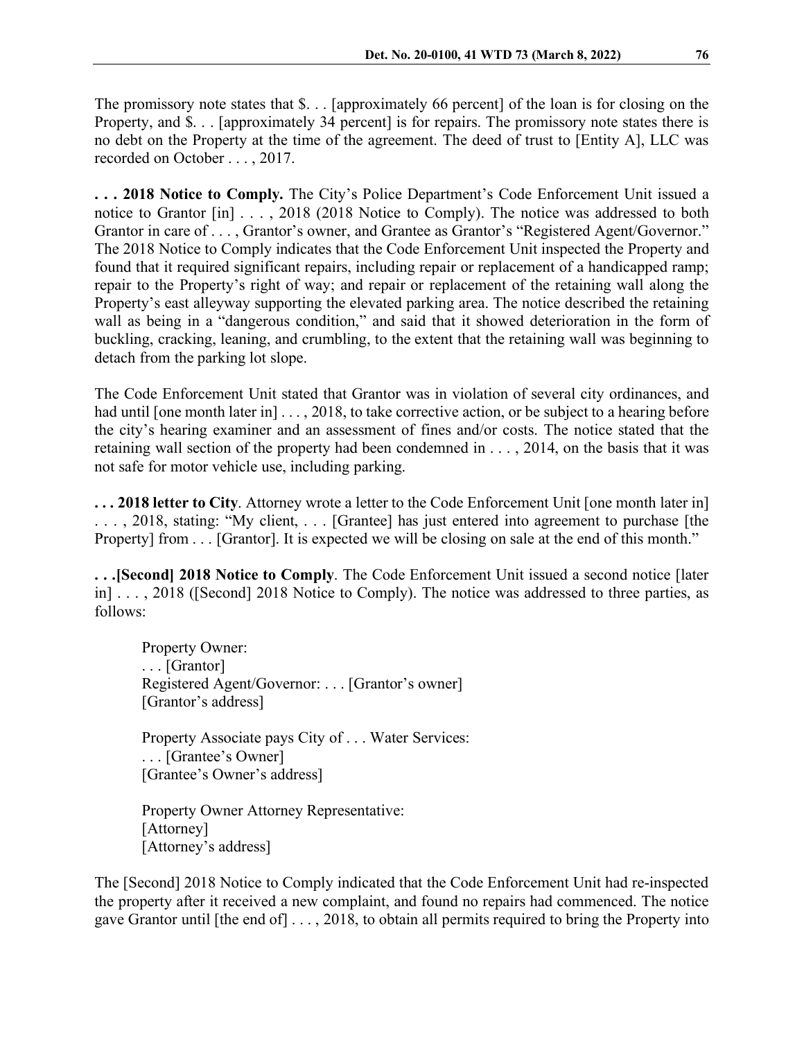The promissory note states that $. . . [approximately 66 percent] of the loan is for closing on the Property, and $. . . [approximately 34 percent] is for repairs. The promissory note states there is no debt on the Property at the time of the agreement. The deed of trust to [Entity A], LLC was recorded on October . . . , 2017.

**. . . 2018 Notice to Comply.** The City's Police Department's Code Enforcement Unit issued a notice to Grantor [in] . . . , 2018 (2018 Notice to Comply). The notice was addressed to both Grantor in care of . . . , Grantor's owner, and Grantee as Grantor's "Registered Agent/Governor." The 2018 Notice to Comply indicates that the Code Enforcement Unit inspected the Property and found that it required significant repairs, including repair or replacement of a handicapped ramp; repair to the Property's right of way; and repair or replacement of the retaining wall along the Property's east alleyway supporting the elevated parking area. The notice described the retaining wall as being in a "dangerous condition," and said that it showed deterioration in the form of buckling, cracking, leaning, and crumbling, to the extent that the retaining wall was beginning to detach from the parking lot slope.

The Code Enforcement Unit stated that Grantor was in violation of several city ordinances, and had until [one month later in] . . . , 2018, to take corrective action, or be subject to a hearing before the city's hearing examiner and an assessment of fines and/or costs. The notice stated that the retaining wall section of the property had been condemned in . . . , 2014, on the basis that it was not safe for motor vehicle use, including parking.

**. . . 2018 letter to City**. Attorney wrote a letter to the Code Enforcement Unit [one month later in] . . . , 2018, stating: "My client, . . . [Grantee] has just entered into agreement to purchase [the Property] from . . . [Grantor]. It is expected we will be closing on sale at the end of this month."

**. . .[Second] 2018 Notice to Comply**. The Code Enforcement Unit issued a second notice [later in] . . . , 2018 ([Second] 2018 Notice to Comply). The notice was addressed to three parties, as follows:

> Property Owner:
> . . . [Grantor]
> Registered Agent/Governor: . . . [Grantor's owner]
> [Grantor's address]
>
> Property Associate pays City of . . . Water Services:
> . . . [Grantee's Owner]
> [Grantee's Owner's address]
>
> Property Owner Attorney Representative:
> [Attorney]
> [Attorney's address]

The [Second] 2018 Notice to Comply indicated that the Code Enforcement Unit had re-inspected the property after it received a new complaint, and found no repairs had commenced. The notice gave Grantor until [the end of] . . . , 2018, to obtain all permits required to bring the Property into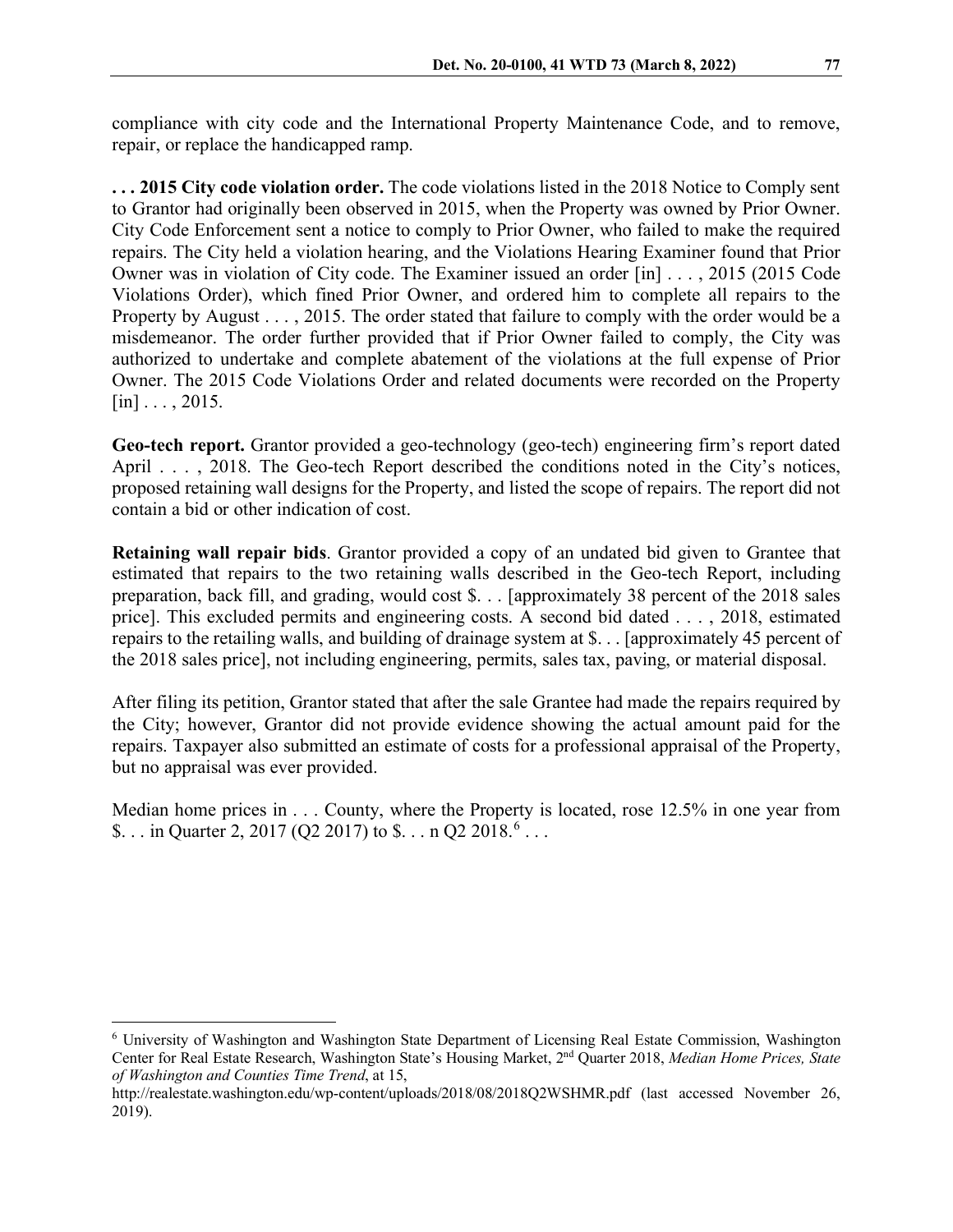compliance with city code and the International Property Maintenance Code, and to remove, repair, or replace the handicapped ramp.

**. . . 2015 City code violation order.** The code violations listed in the 2018 Notice to Comply sent to Grantor had originally been observed in 2015, when the Property was owned by Prior Owner. City Code Enforcement sent a notice to comply to Prior Owner, who failed to make the required repairs. The City held a violation hearing, and the Violations Hearing Examiner found that Prior Owner was in violation of City code. The Examiner issued an order [in] . . . , 2015 (2015 Code Violations Order), which fined Prior Owner, and ordered him to complete all repairs to the Property by August . . . , 2015. The order stated that failure to comply with the order would be a misdemeanor. The order further provided that if Prior Owner failed to comply, the City was authorized to undertake and complete abatement of the violations at the full expense of Prior Owner. The 2015 Code Violations Order and related documents were recorded on the Property [in] . . . , 2015.

**Geo-tech report.** Grantor provided a geo-technology (geo-tech) engineering firm's report dated April . . . , 2018. The Geo-tech Report described the conditions noted in the City's notices, proposed retaining wall designs for the Property, and listed the scope of repairs. The report did not contain a bid or other indication of cost.

**Retaining wall repair bids**. Grantor provided a copy of an undated bid given to Grantee that estimated that repairs to the two retaining walls described in the Geo-tech Report, including preparation, back fill, and grading, would cost $. . . [approximately 38 percent of the 2018 sales price]. This excluded permits and engineering costs. A second bid dated . . . , 2018, estimated repairs to the retailing walls, and building of drainage system at $. . . [approximately 45 percent of the 2018 sales price], not including engineering, permits, sales tax, paving, or material disposal.

After filing its petition, Grantor stated that after the sale Grantee had made the repairs required by the City; however, Grantor did not provide evidence showing the actual amount paid for the repairs. Taxpayer also submitted an estimate of costs for a professional appraisal of the Property, but no appraisal was ever provided.

Median home prices in . . . County, where the Property is located, rose 12.5% in one year from $. . . in Quarter 2, 2017 (Q2 2017) to $. . . n Q2 2018.[6] . . .

[6] University of Washington and Washington State Department of Licensing Real Estate Commission, Washington Center for Real Estate Research, Washington State's Housing Market, 2nd Quarter 2018, *Median Home Prices, State of Washington and Counties Time Trend*, at 15, http://realestate.washington.edu/wp-content/uploads/2018/08/2018Q2WSHMR.pdf (last accessed November 26, 2019).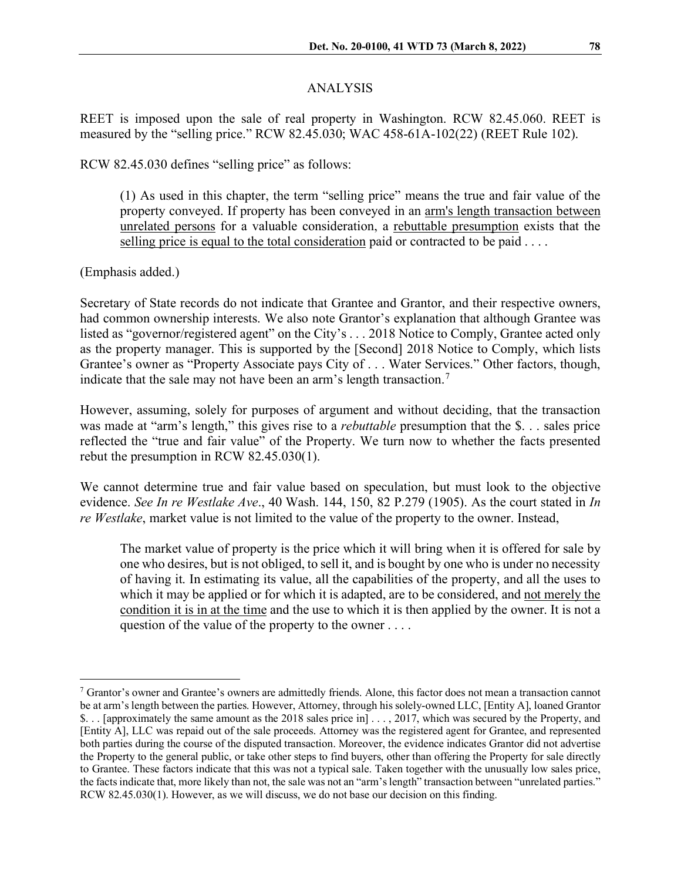## ANALYSIS

REET is imposed upon the sale of real property in Washington. RCW 82.45.060. REET is measured by the "selling price." RCW 82.45.030; WAC 458-61A-102(22) (REET Rule 102).

RCW 82.45.030 defines "selling price" as follows:

> (1) As used in this chapter, the term "selling price" means the true and fair value of the property conveyed. If property has been conveyed in an <u>arm's length transaction between unrelated persons</u> for a valuable consideration, a <u>rebuttable presumption</u> exists that the <u>selling price is equal to the total consideration</u> paid or contracted to be paid . . . .

(Emphasis added.)

Secretary of State records do not indicate that Grantee and Grantor, and their respective owners, had common ownership interests. We also note Grantor's explanation that although Grantee was listed as "governor/registered agent" on the City's . . . 2018 Notice to Comply, Grantee acted only as the property manager. This is supported by the [Second] 2018 Notice to Comply, which lists Grantee's owner as "Property Associate pays City of . . . Water Services." Other factors, though, indicate that the sale may not have been an arm's length transaction.[7]

However, assuming, solely for purposes of argument and without deciding, that the transaction was made at "arm's length," this gives rise to a *rebuttable* presumption that the $. . . sales price reflected the "true and fair value" of the Property. We turn now to whether the facts presented rebut the presumption in RCW 82.45.030(1).

We cannot determine true and fair value based on speculation, but must look to the objective evidence. *See In re Westlake Ave*., 40 Wash. 144, 150, 82 P.279 (1905). As the court stated in *In re Westlake*, market value is not limited to the value of the property to the owner. Instead,

> The market value of property is the price which it will bring when it is offered for sale by one who desires, but is not obliged, to sell it, and is bought by one who is under no necessity of having it. In estimating its value, all the capabilities of the property, and all the uses to which it may be applied or for which it is adapted, are to be considered, and <u>not merely the condition it is in at the time</u> and the use to which it is then applied by the owner. It is not a question of the value of the property to the owner . . . .

---

[7] Grantor's owner and Grantee's owners are admittedly friends. Alone, this factor does not mean a transaction cannot be at arm's length between the parties. However, Attorney, through his solely-owned LLC, [Entity A], loaned Grantor $. . . [approximately the same amount as the 2018 sales price in] . . . , 2017, which was secured by the Property, and [Entity A], LLC was repaid out of the sale proceeds. Attorney was the registered agent for Grantee, and represented both parties during the course of the disputed transaction. Moreover, the evidence indicates Grantor did not advertise the Property to the general public, or take other steps to find buyers, other than offering the Property for sale directly to Grantee. These factors indicate that this was not a typical sale. Taken together with the unusually low sales price, the facts indicate that, more likely than not, the sale was not an "arm's length" transaction between "unrelated parties." RCW 82.45.030(1). However, as we will discuss, we do not base our decision on this finding.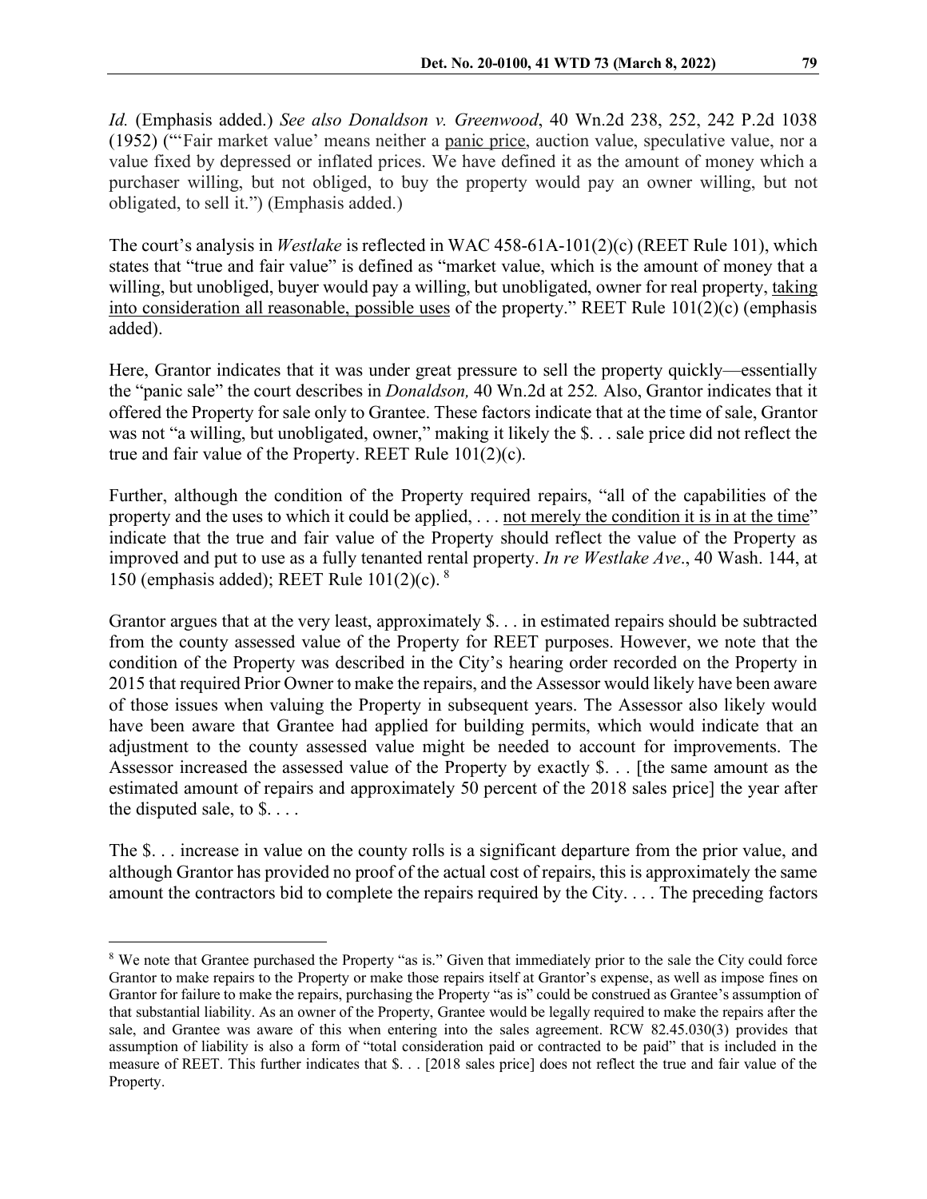*Id.* (Emphasis added.) *See also Donaldson v. Greenwood*, 40 Wn.2d 238, 252, 242 P.2d 1038 (1952) ("'Fair market value' means neither a panic price, auction value, speculative value, nor a value fixed by depressed or inflated prices. We have defined it as the amount of money which a purchaser willing, but not obliged, to buy the property would pay an owner willing, but not obligated, to sell it.") (Emphasis added.)

The court's analysis in *Westlake* is reflected in WAC 458-61A-101(2)(c) (REET Rule 101), which states that "true and fair value" is defined as "market value, which is the amount of money that a willing, but unobliged, buyer would pay a willing, but unobligated, owner for real property, taking into consideration all reasonable, possible uses of the property." REET Rule 101(2)(c) (emphasis added).

Here, Grantor indicates that it was under great pressure to sell the property quickly—essentially the "panic sale" the court describes in *Donaldson,* 40 Wn.2d at 252*.* Also, Grantor indicates that it offered the Property for sale only to Grantee. These factors indicate that at the time of sale, Grantor was not "a willing, but unobligated, owner," making it likely the $. . . sale price did not reflect the true and fair value of the Property. REET Rule 101(2)(c).

Further, although the condition of the Property required repairs, "all of the capabilities of the property and the uses to which it could be applied, . . . not merely the condition it is in at the time" indicate that the true and fair value of the Property should reflect the value of the Property as improved and put to use as a fully tenanted rental property. *In re Westlake Ave*., 40 Wash. 144, at 150 (emphasis added); REET Rule 101(2)(c). [8]

Grantor argues that at the very least, approximately $. . . in estimated repairs should be subtracted from the county assessed value of the Property for REET purposes. However, we note that the condition of the Property was described in the City's hearing order recorded on the Property in 2015 that required Prior Owner to make the repairs, and the Assessor would likely have been aware of those issues when valuing the Property in subsequent years. The Assessor also likely would have been aware that Grantee had applied for building permits, which would indicate that an adjustment to the county assessed value might be needed to account for improvements. The Assessor increased the assessed value of the Property by exactly $. . . [the same amount as the estimated amount of repairs and approximately 50 percent of the 2018 sales price] the year after the disputed sale, to $. . . .

The $. . . increase in value on the county rolls is a significant departure from the prior value, and although Grantor has provided no proof of the actual cost of repairs, this is approximately the same amount the contractors bid to complete the repairs required by the City. . . . The preceding factors

---

[8] We note that Grantee purchased the Property "as is." Given that immediately prior to the sale the City could force Grantor to make repairs to the Property or make those repairs itself at Grantor's expense, as well as impose fines on Grantor for failure to make the repairs, purchasing the Property "as is" could be construed as Grantee's assumption of that substantial liability. As an owner of the Property, Grantee would be legally required to make the repairs after the sale, and Grantee was aware of this when entering into the sales agreement. RCW 82.45.030(3) provides that assumption of liability is also a form of "total consideration paid or contracted to be paid" that is included in the measure of REET. This further indicates that $. . . [2018 sales price] does not reflect the true and fair value of the Property.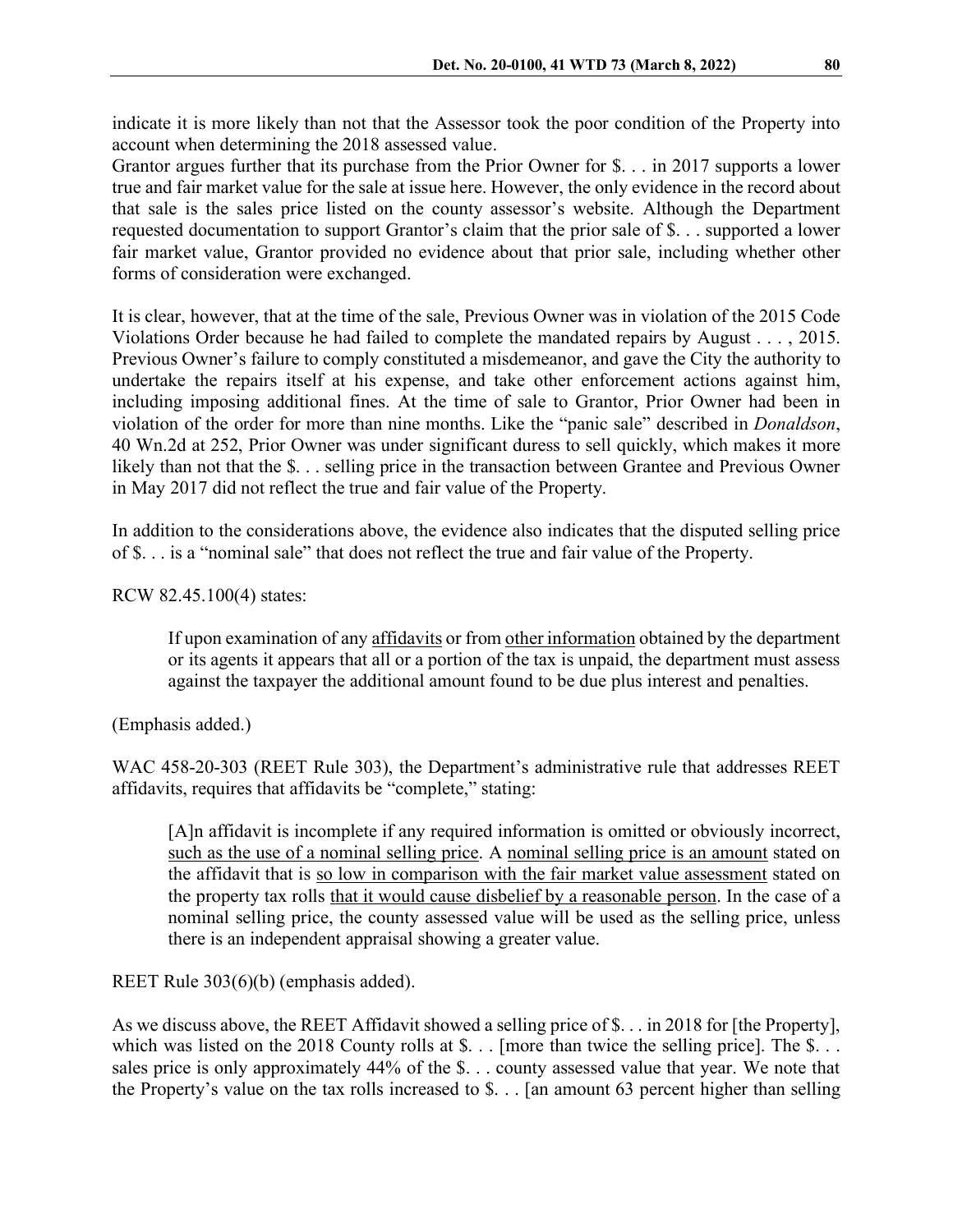indicate it is more likely than not that the Assessor took the poor condition of the Property into account when determining the 2018 assessed value.

Grantor argues further that its purchase from the Prior Owner for $. . . in 2017 supports a lower true and fair market value for the sale at issue here. However, the only evidence in the record about that sale is the sales price listed on the county assessor's website. Although the Department requested documentation to support Grantor's claim that the prior sale of $. . . supported a lower fair market value, Grantor provided no evidence about that prior sale, including whether other forms of consideration were exchanged.

It is clear, however, that at the time of the sale, Previous Owner was in violation of the 2015 Code Violations Order because he had failed to complete the mandated repairs by August . . . , 2015. Previous Owner's failure to comply constituted a misdemeanor, and gave the City the authority to undertake the repairs itself at his expense, and take other enforcement actions against him, including imposing additional fines. At the time of sale to Grantor, Prior Owner had been in violation of the order for more than nine months. Like the "panic sale" described in *Donaldson*, 40 Wn.2d at 252, Prior Owner was under significant duress to sell quickly, which makes it more likely than not that the $. . . selling price in the transaction between Grantee and Previous Owner in May 2017 did not reflect the true and fair value of the Property.

In addition to the considerations above, the evidence also indicates that the disputed selling price of $. . . is a "nominal sale" that does not reflect the true and fair value of the Property.

RCW 82.45.100(4) states:

> If upon examination of any <u>affidavits</u> or from <u>other information</u> obtained by the department or its agents it appears that all or a portion of the tax is unpaid, the department must assess against the taxpayer the additional amount found to be due plus interest and penalties.

(Emphasis added.)

WAC 458-20-303 (REET Rule 303), the Department's administrative rule that addresses REET affidavits, requires that affidavits be "complete," stating:

> [A]n affidavit is incomplete if any required information is omitted or obviously incorrect, <u>such as the use of a nominal selling price</u>. A <u>nominal selling price is an amount</u> stated on the affidavit that is <u>so low in comparison with the fair market value assessment</u> stated on the property tax rolls <u>that it would cause disbelief by a reasonable person</u>. In the case of a nominal selling price, the county assessed value will be used as the selling price, unless there is an independent appraisal showing a greater value.

REET Rule 303(6)(b) (emphasis added).

As we discuss above, the REET Affidavit showed a selling price of $. . . in 2018 for [the Property], which was listed on the 2018 County rolls at $. . . [more than twice the selling price]. The $. . . sales price is only approximately 44% of the $. . . county assessed value that year. We note that the Property's value on the tax rolls increased to $. . . [an amount 63 percent higher than selling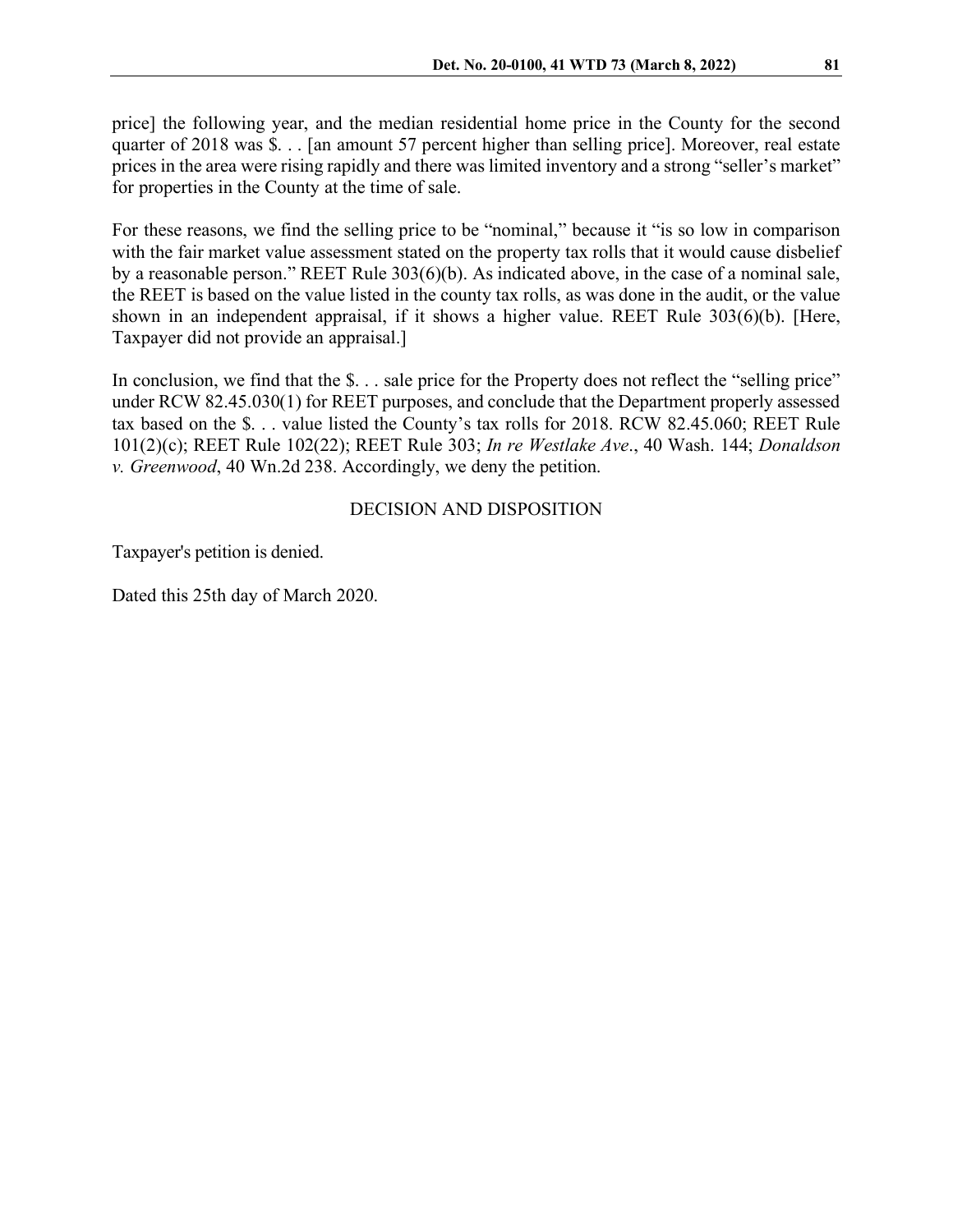price] the following year, and the median residential home price in the County for the second quarter of 2018 was $. . . [an amount 57 percent higher than selling price]. Moreover, real estate prices in the area were rising rapidly and there was limited inventory and a strong "seller's market" for properties in the County at the time of sale.

For these reasons, we find the selling price to be "nominal," because it "is so low in comparison with the fair market value assessment stated on the property tax rolls that it would cause disbelief by a reasonable person." REET Rule 303(6)(b). As indicated above, in the case of a nominal sale, the REET is based on the value listed in the county tax rolls, as was done in the audit, or the value shown in an independent appraisal, if it shows a higher value. REET Rule 303(6)(b). [Here, Taxpayer did not provide an appraisal.]

In conclusion, we find that the $. . . sale price for the Property does not reflect the "selling price" under RCW 82.45.030(1) for REET purposes, and conclude that the Department properly assessed tax based on the $. . . value listed the County's tax rolls for 2018. RCW 82.45.060; REET Rule 101(2)(c); REET Rule 102(22); REET Rule 303; *In re Westlake Ave*., 40 Wash. 144; *Donaldson v. Greenwood*, 40 Wn.2d 238. Accordingly, we deny the petition.

## DECISION AND DISPOSITION

Taxpayer's petition is denied.

Dated this 25th day of March 2020.